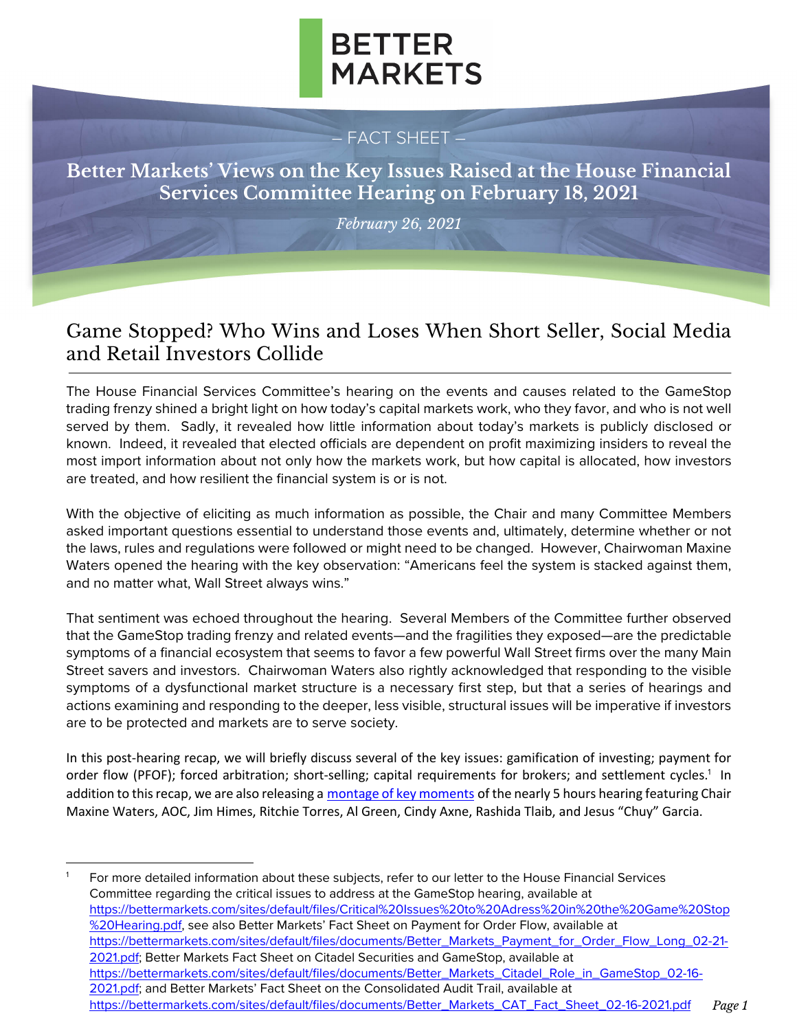BETTER MARKETS

– FACT SHEET –

# Better Markets' Views on the Key Issues Raised at the House Financial Services Committee Hearing on February 18, 2021

*February 26, 2021*

## Game Stopped? Who Wins and Loses When Short Seller, Social Media and Retail Investors Collide

The House Financial Services Committee's hearing on the events and causes related to the GameStop trading frenzy shined a bright light on how today's capital markets work, who they favor, and who is not well served by them. Sadly, it revealed how little information about today's markets is publicly disclosed or known. Indeed, it revealed that elected officials are dependent on profit maximizing insiders to reveal the most import information about not only how the markets work, but how capital is allocated, how investors are treated, and how resilient the financial system is or is not.

With the objective of eliciting as much information as possible, the Chair and many Committee Members asked important questions essential to understand those events and, ultimately, determine whether or not the laws, rules and regulations were followed or might need to be changed. However, Chairwoman Maxine Waters opened the hearing with the key observation: "Americans feel the system is stacked against them, and no matter what, Wall Street always wins."

That sentiment was echoed throughout the hearing. Several Members of the Committee further observed that the GameStop trading frenzy and related events—and the fragilities they exposed—are the predictable symptoms of a financial ecosystem that seems to favor a few powerful Wall Street firms over the many Main Street savers and investors. Chairwoman Waters also rightly acknowledged that responding to the visible symptoms of a dysfunctional market structure is a necessary first step, but that a series of hearings and actions examining and responding to the deeper, less visible, structural issues will be imperative if investors are to be protected and markets are to serve society.

In this post-hearing recap, we will briefly discuss several of the key issues: gamification of investing; payment for order flow (PFOF); forced arbitration; short-selling; capital requirements for brokers; and settlement cycles.[1] In addition to this recap, we are also releasing a [montage of key moments] of the nearly 5 hours hearing featuring Chair Maxine Waters, AOC, Jim Himes, Ritchie Torres, Al Green, Cindy Axne, Rashida Tlaib, and Jesus "Chuy" Garcia.

---

[1] For more detailed information about these subjects, refer to our letter to the House Financial Services Committee regarding the critical issues to address at the GameStop hearing, available at https://bettermarkets.com/sites/default/files/Critical%20Issues%20to%20Adress%20in%20the%20Game%20Stop%20Hearing.pdf, see also Better Markets' Fact Sheet on Payment for Order Flow, available at https://bettermarkets.com/sites/default/files/documents/Better_Markets_Payment_for_Order_Flow_Long_02-21-2021.pdf; Better Markets Fact Sheet on Citadel Securities and GameStop, available at https://bettermarkets.com/sites/default/files/documents/Better_Markets_Citadel_Role_in_GameStop_02-16-2021.pdf; and Better Markets' Fact Sheet on the Consolidated Audit Trail, available at https://bettermarkets.com/sites/default/files/documents/Better_Markets_CAT_Fact_Sheet_02-16-2021.pdf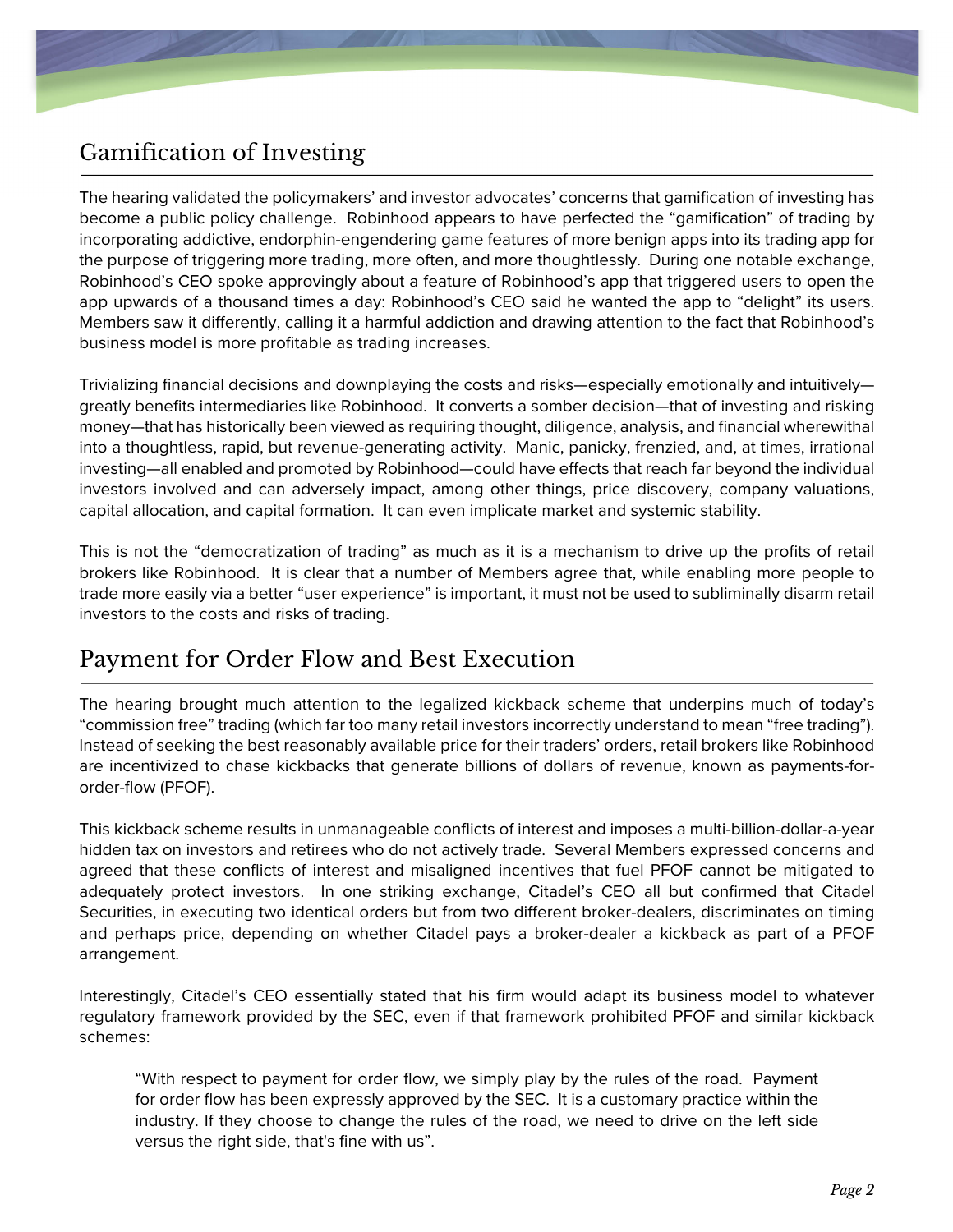## Gamification of Investing

The hearing validated the policymakers' and investor advocates' concerns that gamification of investing has become a public policy challenge. Robinhood appears to have perfected the "gamification" of trading by incorporating addictive, endorphin-engendering game features of more benign apps into its trading app for the purpose of triggering more trading, more often, and more thoughtlessly. During one notable exchange, Robinhood's CEO spoke approvingly about a feature of Robinhood's app that triggered users to open the app upwards of a thousand times a day: Robinhood's CEO said he wanted the app to "delight" its users. Members saw it differently, calling it a harmful addiction and drawing attention to the fact that Robinhood's business model is more profitable as trading increases.

Trivializing financial decisions and downplaying the costs and risks—especially emotionally and intuitively—greatly benefits intermediaries like Robinhood. It converts a somber decision—that of investing and risking money—that has historically been viewed as requiring thought, diligence, analysis, and financial wherewithal into a thoughtless, rapid, but revenue-generating activity. Manic, panicky, frenzied, and, at times, irrational investing—all enabled and promoted by Robinhood—could have effects that reach far beyond the individual investors involved and can adversely impact, among other things, price discovery, company valuations, capital allocation, and capital formation. It can even implicate market and systemic stability.

This is not the "democratization of trading" as much as it is a mechanism to drive up the profits of retail brokers like Robinhood. It is clear that a number of Members agree that, while enabling more people to trade more easily via a better "user experience" is important, it must not be used to subliminally disarm retail investors to the costs and risks of trading.

## Payment for Order Flow and Best Execution

The hearing brought much attention to the legalized kickback scheme that underpins much of today's "commission free" trading (which far too many retail investors incorrectly understand to mean "free trading"). Instead of seeking the best reasonably available price for their traders' orders, retail brokers like Robinhood are incentivized to chase kickbacks that generate billions of dollars of revenue, known as payments-for-order-flow (PFOF).

This kickback scheme results in unmanageable conflicts of interest and imposes a multi-billion-dollar-a-year hidden tax on investors and retirees who do not actively trade. Several Members expressed concerns and agreed that these conflicts of interest and misaligned incentives that fuel PFOF cannot be mitigated to adequately protect investors. In one striking exchange, Citadel's CEO all but confirmed that Citadel Securities, in executing two identical orders but from two different broker-dealers, discriminates on timing and perhaps price, depending on whether Citadel pays a broker-dealer a kickback as part of a PFOF arrangement.

Interestingly, Citadel's CEO essentially stated that his firm would adapt its business model to whatever regulatory framework provided by the SEC, even if that framework prohibited PFOF and similar kickback schemes:

> "With respect to payment for order flow, we simply play by the rules of the road. Payment for order flow has been expressly approved by the SEC. It is a customary practice within the industry. If they choose to change the rules of the road, we need to drive on the left side versus the right side, that's fine with us".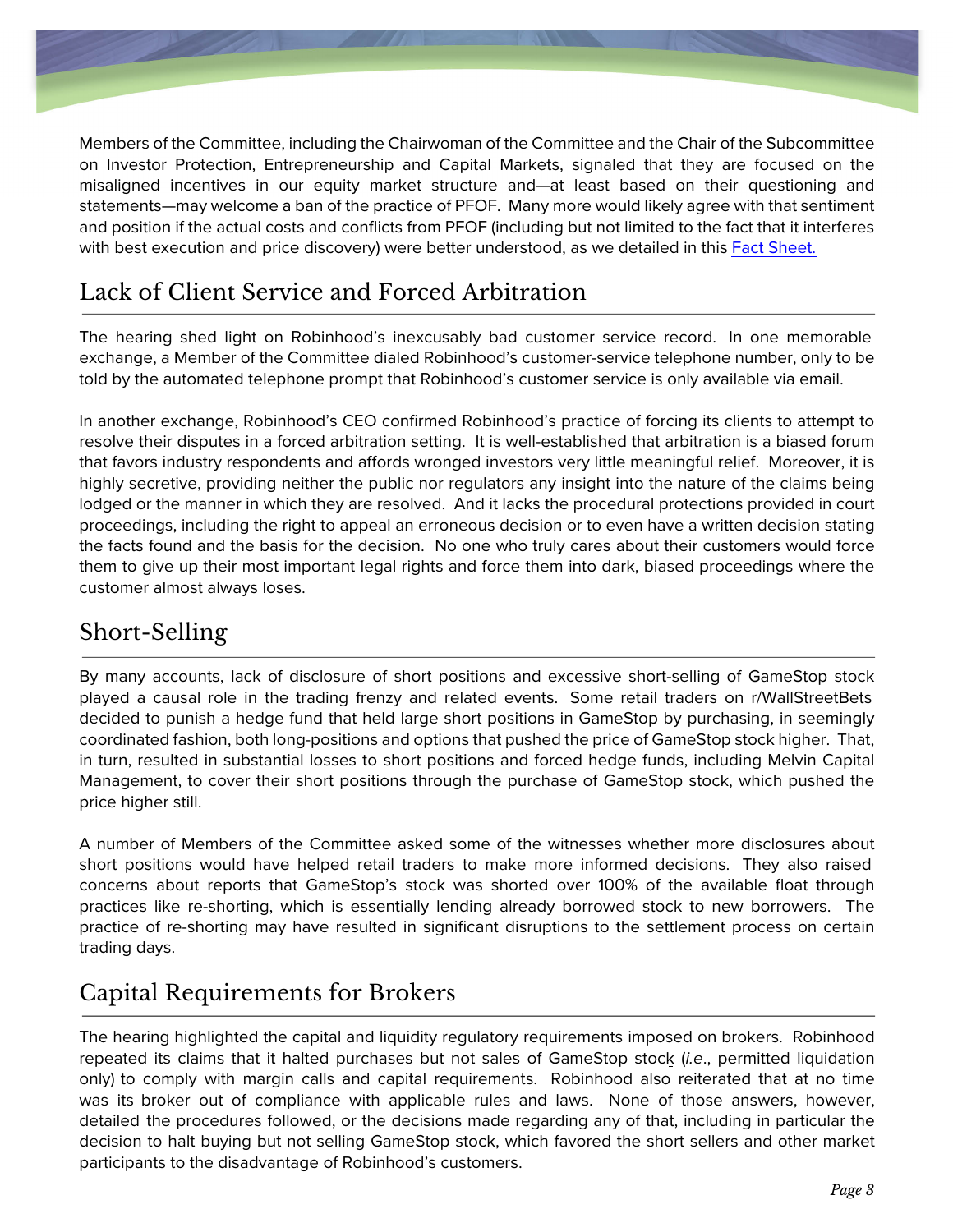Members of the Committee, including the Chairwoman of the Committee and the Chair of the Subcommittee on Investor Protection, Entrepreneurship and Capital Markets, signaled that they are focused on the misaligned incentives in our equity market structure and—at least based on their questioning and statements—may welcome a ban of the practice of PFOF. Many more would likely agree with that sentiment and position if the actual costs and conflicts from PFOF (including but not limited to the fact that it interferes with best execution and price discovery) were better understood, as we detailed in this Fact Sheet.

## Lack of Client Service and Forced Arbitration

The hearing shed light on Robinhood's inexcusably bad customer service record. In one memorable exchange, a Member of the Committee dialed Robinhood's customer-service telephone number, only to be told by the automated telephone prompt that Robinhood's customer service is only available via email.

In another exchange, Robinhood's CEO confirmed Robinhood's practice of forcing its clients to attempt to resolve their disputes in a forced arbitration setting. It is well-established that arbitration is a biased forum that favors industry respondents and affords wronged investors very little meaningful relief. Moreover, it is highly secretive, providing neither the public nor regulators any insight into the nature of the claims being lodged or the manner in which they are resolved. And it lacks the procedural protections provided in court proceedings, including the right to appeal an erroneous decision or to even have a written decision stating the facts found and the basis for the decision. No one who truly cares about their customers would force them to give up their most important legal rights and force them into dark, biased proceedings where the customer almost always loses.

## Short-Selling

By many accounts, lack of disclosure of short positions and excessive short-selling of GameStop stock played a causal role in the trading frenzy and related events. Some retail traders on r/WallStreetBets decided to punish a hedge fund that held large short positions in GameStop by purchasing, in seemingly coordinated fashion, both long-positions and options that pushed the price of GameStop stock higher. That, in turn, resulted in substantial losses to short positions and forced hedge funds, including Melvin Capital Management, to cover their short positions through the purchase of GameStop stock, which pushed the price higher still.

A number of Members of the Committee asked some of the witnesses whether more disclosures about short positions would have helped retail traders to make more informed decisions. They also raised concerns about reports that GameStop's stock was shorted over 100% of the available float through practices like re-shorting, which is essentially lending already borrowed stock to new borrowers. The practice of re-shorting may have resulted in significant disruptions to the settlement process on certain trading days.

## Capital Requirements for Brokers

The hearing highlighted the capital and liquidity regulatory requirements imposed on brokers. Robinhood repeated its claims that it halted purchases but not sales of GameStop stock (*i.e.*, permitted liquidation only) to comply with margin calls and capital requirements. Robinhood also reiterated that at no time was its broker out of compliance with applicable rules and laws. None of those answers, however, detailed the procedures followed, or the decisions made regarding any of that, including in particular the decision to halt buying but not selling GameStop stock, which favored the short sellers and other market participants to the disadvantage of Robinhood's customers.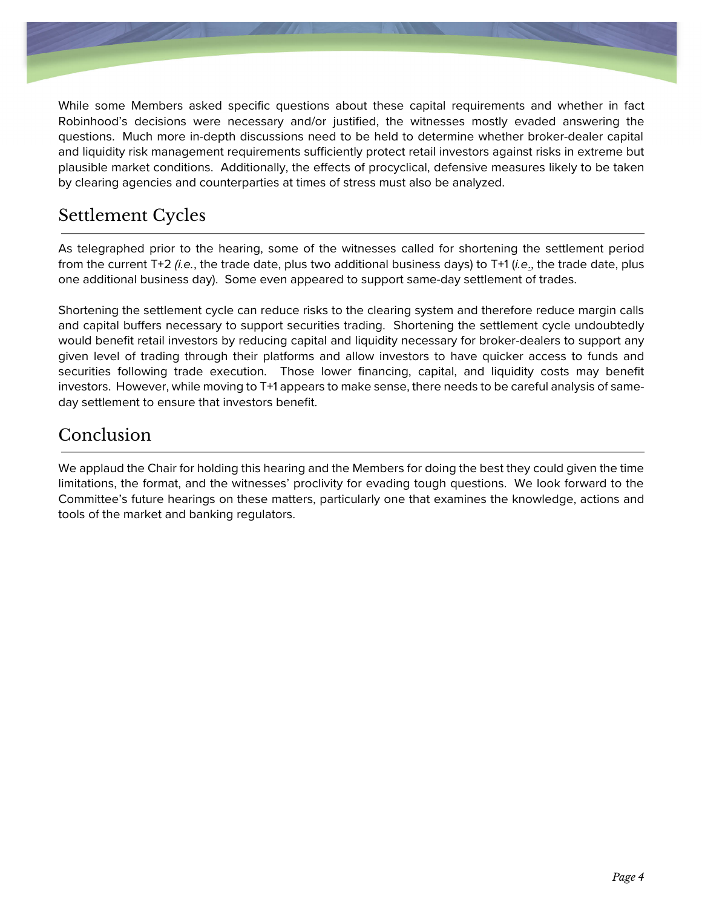While some Members asked specific questions about these capital requirements and whether in fact Robinhood's decisions were necessary and/or justified, the witnesses mostly evaded answering the questions. Much more in-depth discussions need to be held to determine whether broker-dealer capital and liquidity risk management requirements sufficiently protect retail investors against risks in extreme but plausible market conditions. Additionally, the effects of procyclical, defensive measures likely to be taken by clearing agencies and counterparties at times of stress must also be analyzed.

## Settlement Cycles

As telegraphed prior to the hearing, some of the witnesses called for shortening the settlement period from the current T+2 (*i.e.*, the trade date, plus two additional business days) to T+1 (*i.e.*, the trade date, plus one additional business day). Some even appeared to support same-day settlement of trades.

Shortening the settlement cycle can reduce risks to the clearing system and therefore reduce margin calls and capital buffers necessary to support securities trading. Shortening the settlement cycle undoubtedly would benefit retail investors by reducing capital and liquidity necessary for broker-dealers to support any given level of trading through their platforms and allow investors to have quicker access to funds and securities following trade execution. Those lower financing, capital, and liquidity costs may benefit investors. However, while moving to T+1 appears to make sense, there needs to be careful analysis of same-day settlement to ensure that investors benefit.

## Conclusion

We applaud the Chair for holding this hearing and the Members for doing the best they could given the time limitations, the format, and the witnesses' proclivity for evading tough questions. We look forward to the Committee's future hearings on these matters, particularly one that examines the knowledge, actions and tools of the market and banking regulators.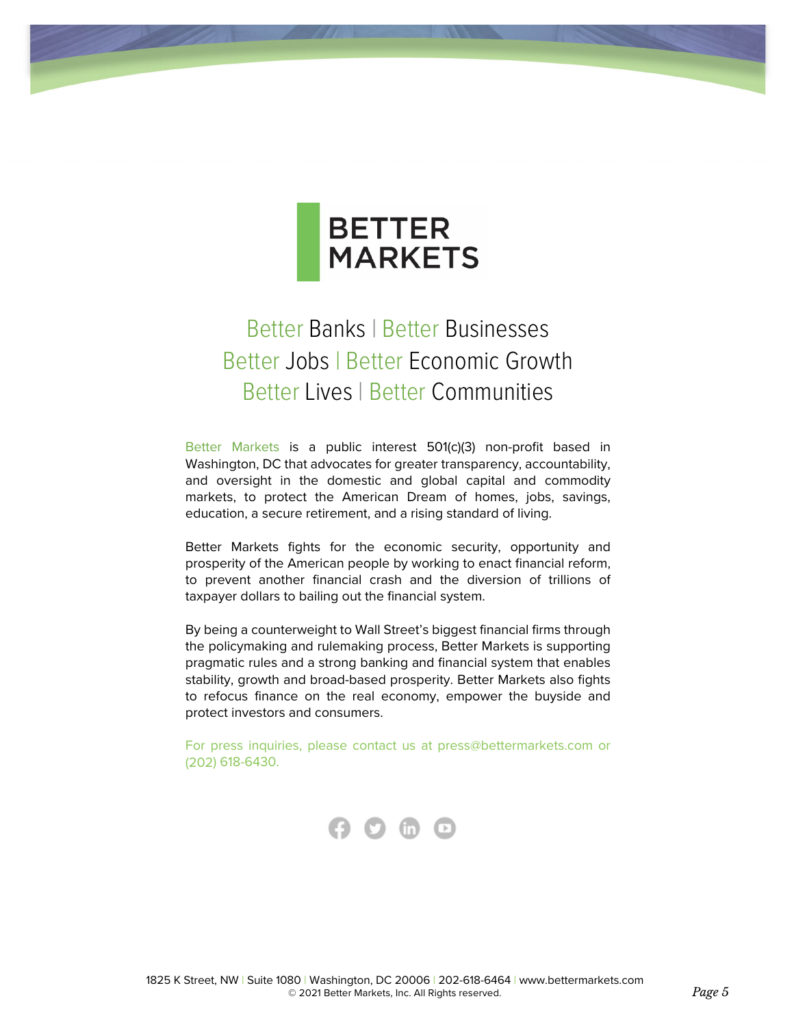BETTER MARKETS

Better Banks | Better Businesses
Better Jobs | Better Economic Growth
Better Lives | Better Communities

Better Markets is a public interest 501(c)(3) non-profit based in Washington, DC that advocates for greater transparency, accountability, and oversight in the domestic and global capital and commodity markets, to protect the American Dream of homes, jobs, savings, education, a secure retirement, and a rising standard of living.

Better Markets fights for the economic security, opportunity and prosperity of the American people by working to enact financial reform, to prevent another financial crash and the diversion of trillions of taxpayer dollars to bailing out the financial system.

By being a counterweight to Wall Street's biggest financial firms through the policymaking and rulemaking process, Better Markets is supporting pragmatic rules and a strong banking and financial system that enables stability, growth and broad-based prosperity. Better Markets also fights to refocus finance on the real economy, empower the buyside and protect investors and consumers.

For press inquiries, please contact us at press@bettermarkets.com or (202) 618-6430.

1825 K Street, NW | Suite 1080 | Washington, DC 20006 | 202-618-6464 | www.bettermarkets.com
© 2021 Better Markets, Inc. All Rights reserved.